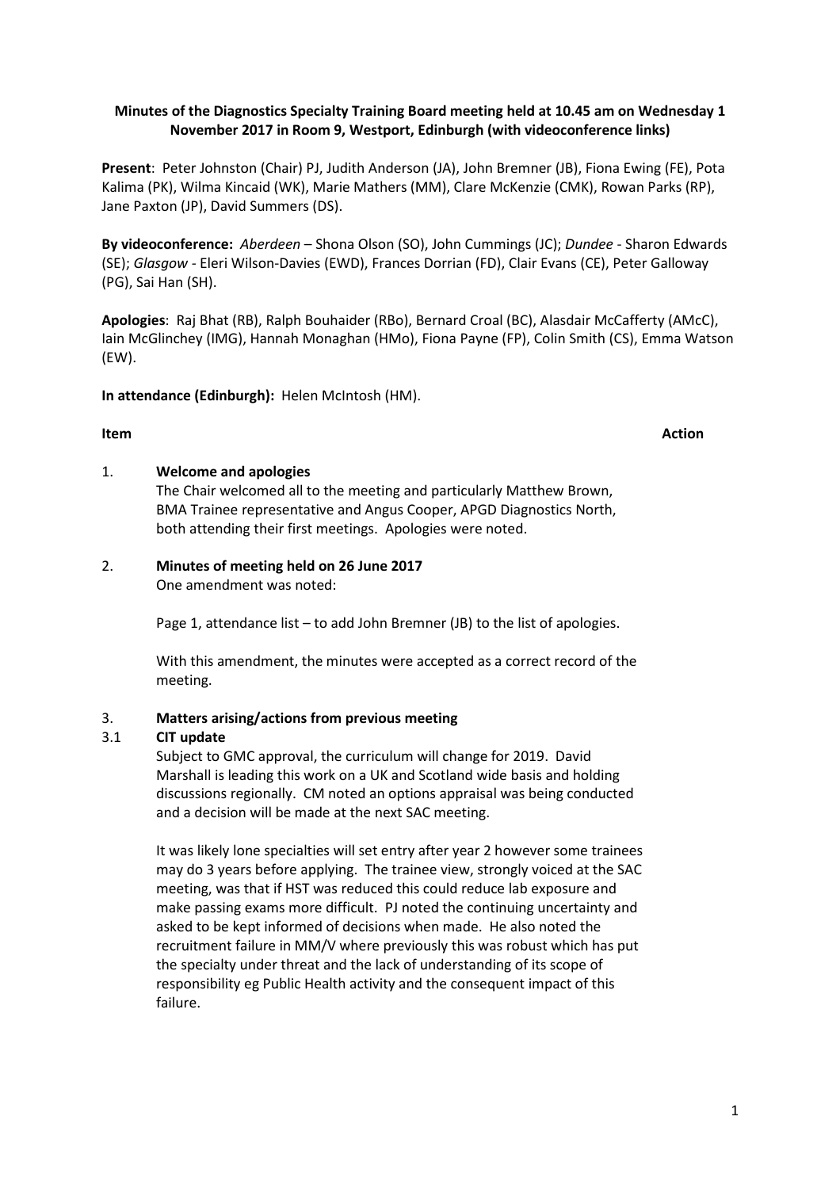**Minutes of the Diagnostics Specialty Training Board meeting held at 10.45 am on Wednesday 1 November 2017 in Room 9, Westport, Edinburgh (with videoconference links)**

**Present**: Peter Johnston (Chair) PJ, Judith Anderson (JA), John Bremner (JB), Fiona Ewing (FE), Pota Kalima (PK), Wilma Kincaid (WK), Marie Mathers (MM), Clare McKenzie (CMK), Rowan Parks (RP), Jane Paxton (JP), David Summers (DS).

**By videoconference:** *Aberdeen* – Shona Olson (SO), John Cummings (JC); *Dundee* - Sharon Edwards (SE); *Glasgow* - Eleri Wilson-Davies (EWD), Frances Dorrian (FD), Clair Evans (CE), Peter Galloway (PG), Sai Han (SH).

**Apologies**: Raj Bhat (RB), Ralph Bouhaider (RBo), Bernard Croal (BC), Alasdair McCafferty (AMcC), Iain McGlinchey (IMG), Hannah Monaghan (HMo), Fiona Payne (FP), Colin Smith (CS), Emma Watson (EW).

**In attendance (Edinburgh):** Helen McIntosh (HM).

**Item** **Action**

1. **Welcome and apologies**

   The Chair welcomed all to the meeting and particularly Matthew Brown, BMA Trainee representative and Angus Cooper, APGD Diagnostics North, both attending their first meetings. Apologies were noted.

2. **Minutes of meeting held on 26 June 2017**

   One amendment was noted:

   Page 1, attendance list – to add John Bremner (JB) to the list of apologies.

   With this amendment, the minutes were accepted as a correct record of the meeting.

3. **Matters arising/actions from previous meeting**

3.1 **CIT update**

   Subject to GMC approval, the curriculum will change for 2019. David Marshall is leading this work on a UK and Scotland wide basis and holding discussions regionally. CM noted an options appraisal was being conducted and a decision will be made at the next SAC meeting.

   It was likely lone specialties will set entry after year 2 however some trainees may do 3 years before applying. The trainee view, strongly voiced at the SAC meeting, was that if HST was reduced this could reduce lab exposure and make passing exams more difficult. PJ noted the continuing uncertainty and asked to be kept informed of decisions when made. He also noted the recruitment failure in MM/V where previously this was robust which has put the specialty under threat and the lack of understanding of its scope of responsibility eg Public Health activity and the consequent impact of this failure.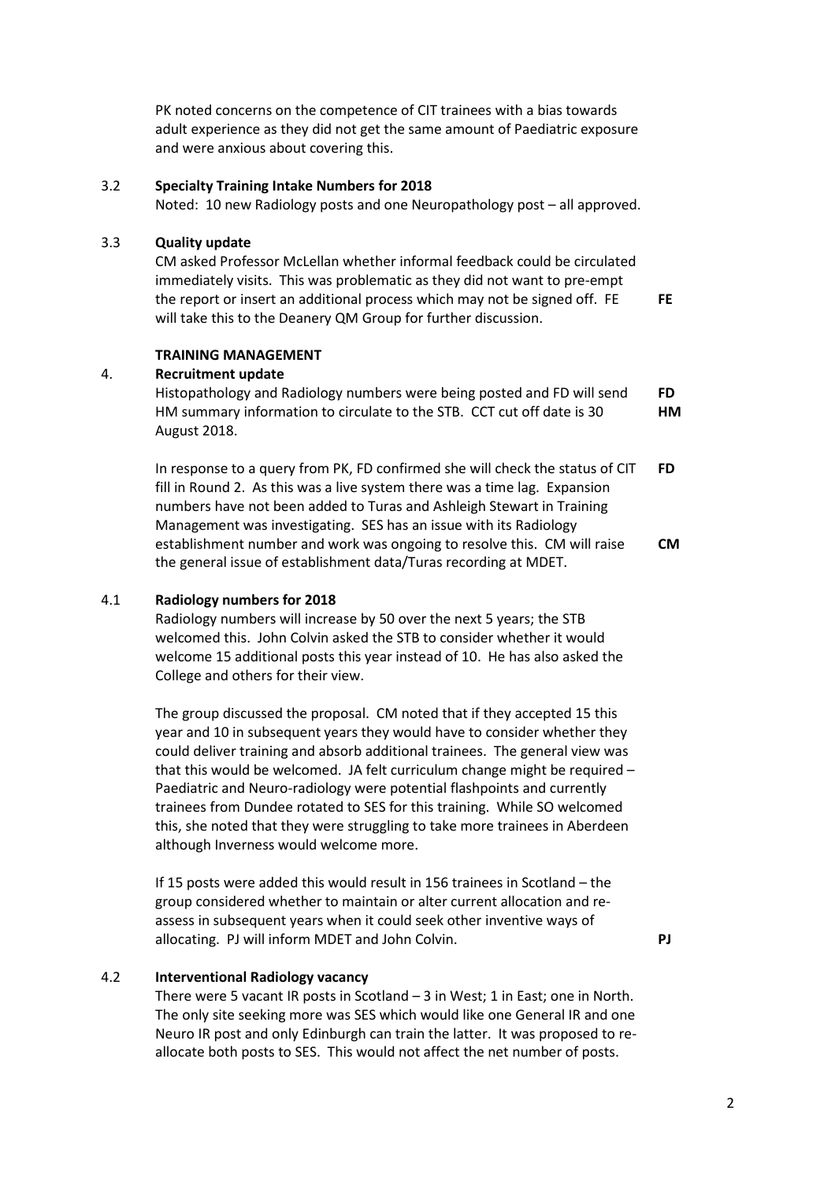PK noted concerns on the competence of CIT trainees with a bias towards adult experience as they did not get the same amount of Paediatric exposure and were anxious about covering this.

**3.2 Specialty Training Intake Numbers for 2018**

Noted: 10 new Radiology posts and one Neuropathology post – all approved.

**3.3 Quality update**

CM asked Professor McLellan whether informal feedback could be circulated immediately visits. This was problematic as they did not want to pre-empt the report or insert an additional process which may not be signed off. FE will take this to the Deanery QM Group for further discussion. **FE**

**TRAINING MANAGEMENT**

**4. Recruitment update**

Histopathology and Radiology numbers were being posted and FD will send HM summary information to circulate to the STB. CCT cut off date is 30 August 2018. **FD** **HM**

In response to a query from PK, FD confirmed she will check the status of CIT fill in Round 2. As this was a live system there was a time lag. Expansion numbers have not been added to Turas and Ashleigh Stewart in Training Management was investigating. SES has an issue with its Radiology establishment number and work was ongoing to resolve this. CM will raise the general issue of establishment data/Turas recording at MDET. **FD** **CM**

**4.1 Radiology numbers for 2018**

Radiology numbers will increase by 50 over the next 5 years; the STB welcomed this. John Colvin asked the STB to consider whether it would welcome 15 additional posts this year instead of 10. He has also asked the College and others for their view.

The group discussed the proposal. CM noted that if they accepted 15 this year and 10 in subsequent years they would have to consider whether they could deliver training and absorb additional trainees. The general view was that this would be welcomed. JA felt curriculum change might be required – Paediatric and Neuro-radiology were potential flashpoints and currently trainees from Dundee rotated to SES for this training. While SO welcomed this, she noted that they were struggling to take more trainees in Aberdeen although Inverness would welcome more.

If 15 posts were added this would result in 156 trainees in Scotland – the group considered whether to maintain or alter current allocation and re-assess in subsequent years when it could seek other inventive ways of allocating. PJ will inform MDET and John Colvin. **PJ**

**4.2 Interventional Radiology vacancy**

There were 5 vacant IR posts in Scotland – 3 in West; 1 in East; one in North. The only site seeking more was SES which would like one General IR and one Neuro IR post and only Edinburgh can train the latter. It was proposed to re-allocate both posts to SES. This would not affect the net number of posts.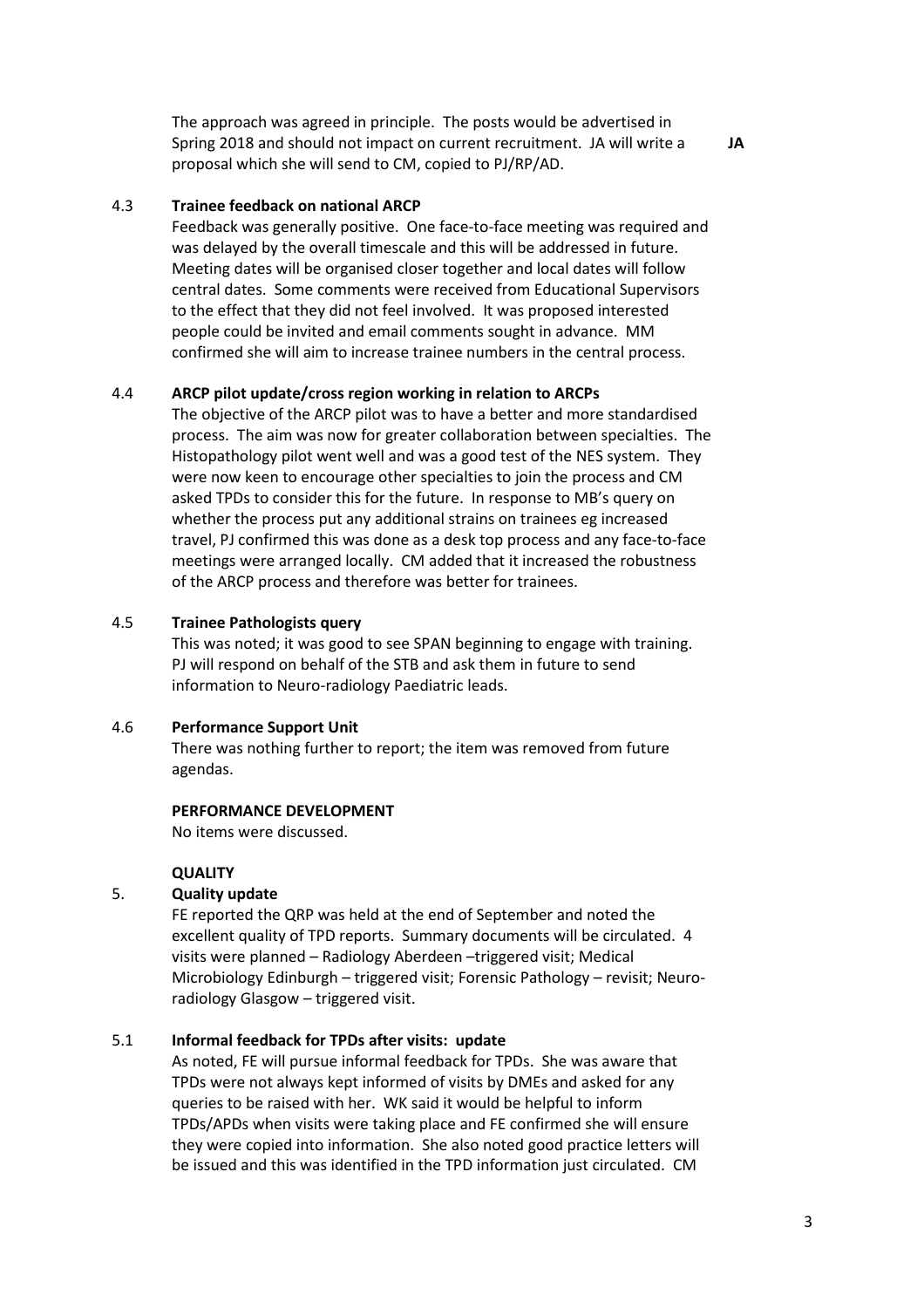The approach was agreed in principle. The posts would be advertised in Spring 2018 and should not impact on current recruitment. JA will write a proposal which she will send to CM, copied to PJ/RP/AD. **JA**

**4.3 Trainee feedback on national ARCP**

Feedback was generally positive. One face-to-face meeting was required and was delayed by the overall timescale and this will be addressed in future. Meeting dates will be organised closer together and local dates will follow central dates. Some comments were received from Educational Supervisors to the effect that they did not feel involved. It was proposed interested people could be invited and email comments sought in advance. MM confirmed she will aim to increase trainee numbers in the central process.

**4.4 ARCP pilot update/cross region working in relation to ARCPs**

The objective of the ARCP pilot was to have a better and more standardised process. The aim was now for greater collaboration between specialties. The Histopathology pilot went well and was a good test of the NES system. They were now keen to encourage other specialties to join the process and CM asked TPDs to consider this for the future. In response to MB's query on whether the process put any additional strains on trainees eg increased travel, PJ confirmed this was done as a desk top process and any face-to-face meetings were arranged locally. CM added that it increased the robustness of the ARCP process and therefore was better for trainees.

**4.5 Trainee Pathologists query**

This was noted; it was good to see SPAN beginning to engage with training. PJ will respond on behalf of the STB and ask them in future to send information to Neuro-radiology Paediatric leads.

**4.6 Performance Support Unit**

There was nothing further to report; the item was removed from future agendas.

**PERFORMANCE DEVELOPMENT**

No items were discussed.

**QUALITY**

**5. Quality update**

FE reported the QRP was held at the end of September and noted the excellent quality of TPD reports. Summary documents will be circulated. 4 visits were planned – Radiology Aberdeen –triggered visit; Medical Microbiology Edinburgh – triggered visit; Forensic Pathology – revisit; Neuro-radiology Glasgow – triggered visit.

**5.1 Informal feedback for TPDs after visits: update**

As noted, FE will pursue informal feedback for TPDs. She was aware that TPDs were not always kept informed of visits by DMEs and asked for any queries to be raised with her. WK said it would be helpful to inform TPDs/APDs when visits were taking place and FE confirmed she will ensure they were copied into information. She also noted good practice letters will be issued and this was identified in the TPD information just circulated. CM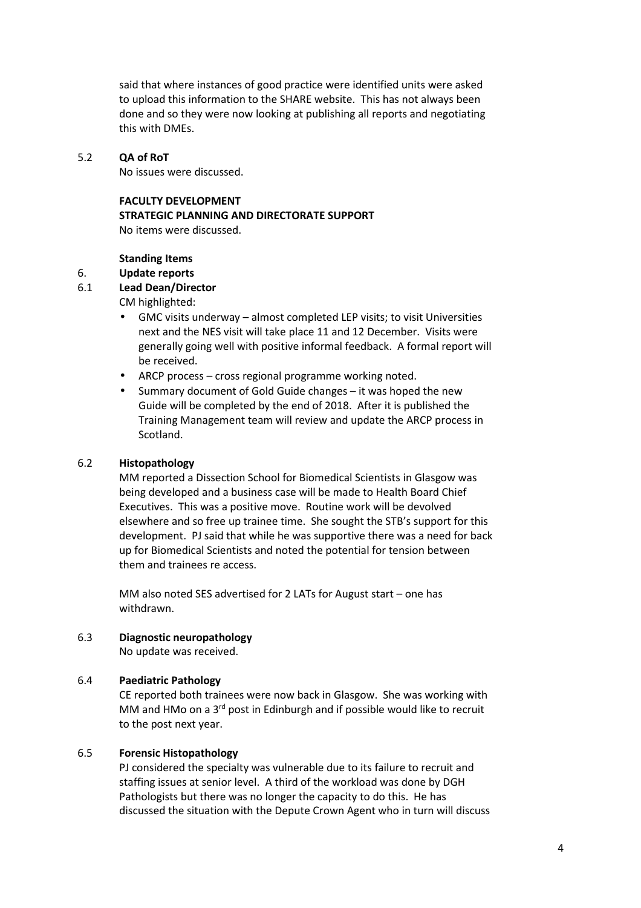said that where instances of good practice were identified units were asked to upload this information to the SHARE website. This has not always been done and so they were now looking at publishing all reports and negotiating this with DMEs.

**5.2 QA of RoT**

No issues were discussed.

**FACULTY DEVELOPMENT**

**STRATEGIC PLANNING AND DIRECTORATE SUPPORT**

No items were discussed.

**Standing Items**

**6. Update reports**

**6.1 Lead Dean/Director**

CM highlighted:

- GMC visits underway – almost completed LEP visits; to visit Universities next and the NES visit will take place 11 and 12 December. Visits were generally going well with positive informal feedback. A formal report will be received.
- ARCP process – cross regional programme working noted.
- Summary document of Gold Guide changes – it was hoped the new Guide will be completed by the end of 2018. After it is published the Training Management team will review and update the ARCP process in Scotland.

**6.2 Histopathology**

MM reported a Dissection School for Biomedical Scientists in Glasgow was being developed and a business case will be made to Health Board Chief Executives. This was a positive move. Routine work will be devolved elsewhere and so free up trainee time. She sought the STB's support for this development. PJ said that while he was supportive there was a need for back up for Biomedical Scientists and noted the potential for tension between them and trainees re access.

MM also noted SES advertised for 2 LATs for August start – one has withdrawn.

**6.3 Diagnostic neuropathology**

No update was received.

**6.4 Paediatric Pathology**

CE reported both trainees were now back in Glasgow. She was working with MM and HMo on a 3rd post in Edinburgh and if possible would like to recruit to the post next year.

**6.5 Forensic Histopathology**

PJ considered the specialty was vulnerable due to its failure to recruit and staffing issues at senior level. A third of the workload was done by DGH Pathologists but there was no longer the capacity to do this. He has discussed the situation with the Depute Crown Agent who in turn will discuss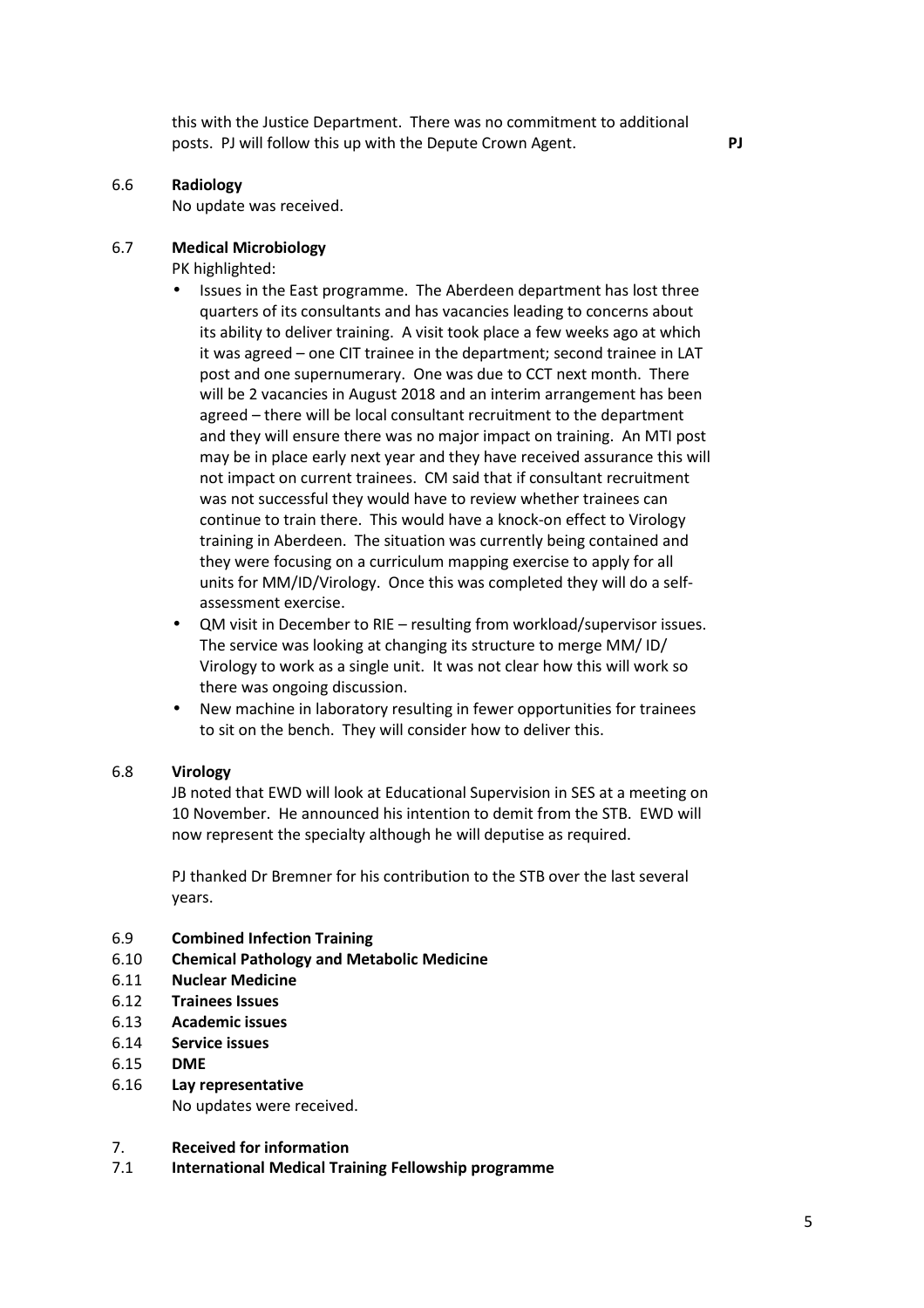this with the Justice Department. There was no commitment to additional posts. PJ will follow this up with the Depute Crown Agent. **PJ**

6.6 **Radiology**

No update was received.

6.7 **Medical Microbiology**

PK highlighted:

- Issues in the East programme. The Aberdeen department has lost three quarters of its consultants and has vacancies leading to concerns about its ability to deliver training. A visit took place a few weeks ago at which it was agreed – one CIT trainee in the department; second trainee in LAT post and one supernumerary. One was due to CCT next month. There will be 2 vacancies in August 2018 and an interim arrangement has been agreed – there will be local consultant recruitment to the department and they will ensure there was no major impact on training. An MTI post may be in place early next year and they have received assurance this will not impact on current trainees. CM said that if consultant recruitment was not successful they would have to review whether trainees can continue to train there. This would have a knock-on effect to Virology training in Aberdeen. The situation was currently being contained and they were focusing on a curriculum mapping exercise to apply for all units for MM/ID/Virology. Once this was completed they will do a self-assessment exercise.
- QM visit in December to RIE – resulting from workload/supervisor issues. The service was looking at changing its structure to merge MM/ ID/ Virology to work as a single unit. It was not clear how this will work so there was ongoing discussion.
- New machine in laboratory resulting in fewer opportunities for trainees to sit on the bench. They will consider how to deliver this.

6.8 **Virology**

JB noted that EWD will look at Educational Supervision in SES at a meeting on 10 November. He announced his intention to demit from the STB. EWD will now represent the specialty although he will deputise as required.

PJ thanked Dr Bremner for his contribution to the STB over the last several years.

6.9 **Combined Infection Training**

6.10 **Chemical Pathology and Metabolic Medicine**

6.11 **Nuclear Medicine**

6.12 **Trainees Issues**

6.13 **Academic issues**

6.14 **Service issues**

6.15 **DME**

6.16 **Lay representative**

No updates were received.

7. **Received for information**

7.1 **International Medical Training Fellowship programme**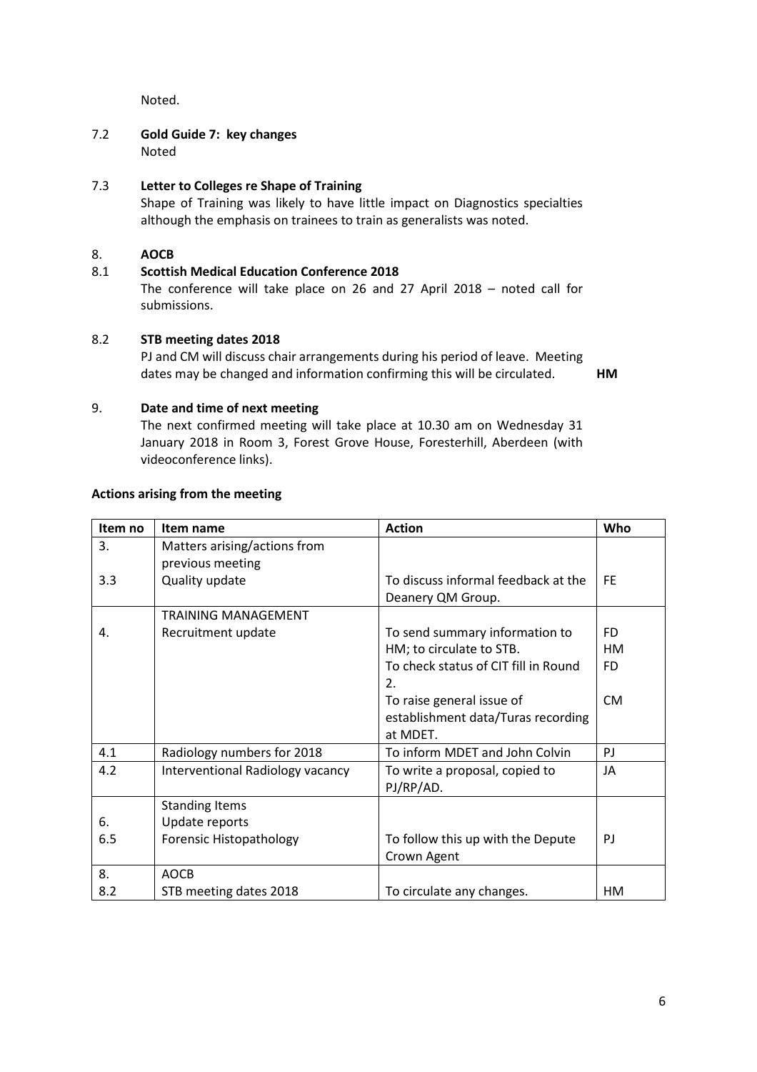Noted.

**7.2 Gold Guide 7: key changes**

Noted

**7.3 Letter to Colleges re Shape of Training**

Shape of Training was likely to have little impact on Diagnostics specialties although the emphasis on trainees to train as generalists was noted.

**8. AOCB**

**8.1 Scottish Medical Education Conference 2018**

The conference will take place on 26 and 27 April 2018 – noted call for submissions.

**8.2 STB meeting dates 2018**

PJ and CM will discuss chair arrangements during his period of leave. Meeting dates may be changed and information confirming this will be circulated. **HM**

**9. Date and time of next meeting**

The next confirmed meeting will take place at 10.30 am on Wednesday 31 January 2018 in Room 3, Forest Grove House, Foresterhill, Aberdeen (with videoconference links).

**Actions arising from the meeting**

| Item no | Item name | Action | Who |
|---|---|---|---|
| 3.<br>3.3 | Matters arising/actions from previous meeting<br>Quality update | To discuss informal feedback at the Deanery QM Group. | FE |
| 4. | TRAINING MANAGEMENT<br>Recruitment update | To send summary information to HM; to circulate to STB.<br>To check status of CIT fill in Round 2.<br>To raise general issue of establishment data/Turas recording at MDET. | FD<br>HM<br>FD<br>CM |
| 4.1 | Radiology numbers for 2018 | To inform MDET and John Colvin | PJ |
| 4.2 | Interventional Radiology vacancy | To write a proposal, copied to PJ/RP/AD. | JA |
| 6.<br>6.5 | Standing Items<br>Update reports<br>Forensic Histopathology | To follow this up with the Depute Crown Agent | PJ |
| 8.<br>8.2 | AOCB<br>STB meeting dates 2018 | To circulate any changes. | HM |